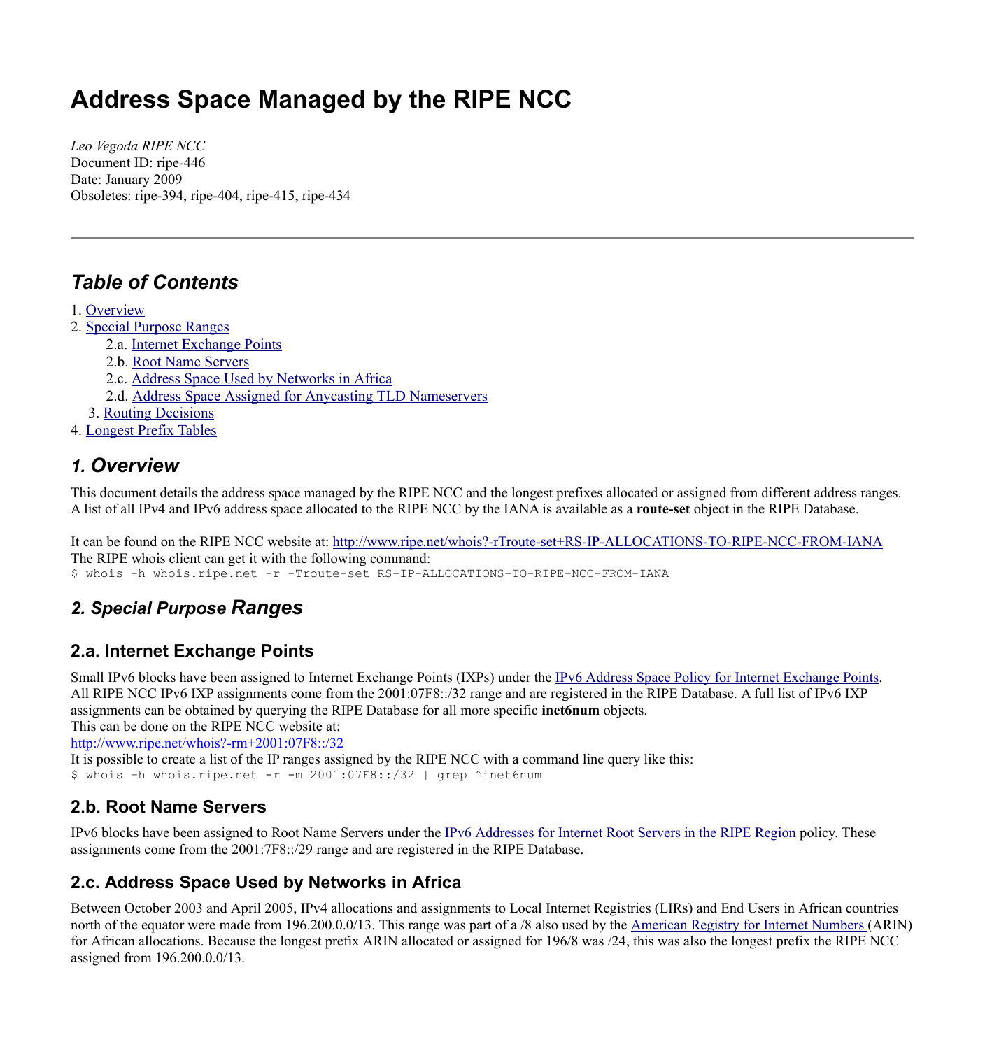# Address Space Managed by the RIPE NCC

*Leo Vegoda RIPE NCC*
Document ID: ripe-446
Date: January 2009
Obsoletes: ripe-394, ripe-404, ripe-415, ripe-434

---

## Table of Contents

1. Overview
2. Special Purpose Ranges
   - 2.a. Internet Exchange Points
   - 2.b. Root Name Servers
   - 2.c. Address Space Used by Networks in Africa
   - 2.d. Address Space Assigned for Anycasting TLD Nameservers
3. Routing Decisions
4. Longest Prefix Tables

## 1. Overview

This document details the address space managed by the RIPE NCC and the longest prefixes allocated or assigned from different address ranges. A list of all IPv4 and IPv6 address space allocated to the RIPE NCC by the IANA is available as a **route-set** object in the RIPE Database.

It can be found on the RIPE NCC website at: http://www.ripe.net/whois?-rTroute-set+RS-IP-ALLOCATIONS-TO-RIPE-NCC-FROM-IANA
The RIPE whois client can get it with the following command:

```
$ whois -h whois.ripe.net -r -Troute-set RS-IP-ALLOCATIONS-TO-RIPE-NCC-FROM-IANA
```

## 2. Special Purpose Ranges

### 2.a. Internet Exchange Points

Small IPv6 blocks have been assigned to Internet Exchange Points (IXPs) under the IPv6 Address Space Policy for Internet Exchange Points. All RIPE NCC IPv6 IXP assignments come from the 2001:07F8::/32 range and are registered in the RIPE Database. A full list of IPv6 IXP assignments can be obtained by querying the RIPE Database for all more specific **inet6num** objects.
This can be done on the RIPE NCC website at:
http://www.ripe.net/whois?-rm+2001:07F8::/32
It is possible to create a list of the IP ranges assigned by the RIPE NCC with a command line query like this:

```
$ whois –h whois.ripe.net -r -m 2001:07F8::/32 | grep ^inet6num
```

### 2.b. Root Name Servers

IPv6 blocks have been assigned to Root Name Servers under the IPv6 Addresses for Internet Root Servers in the RIPE Region policy. These assignments come from the 2001:7F8::/29 range and are registered in the RIPE Database.

### 2.c. Address Space Used by Networks in Africa

Between October 2003 and April 2005, IPv4 allocations and assignments to Local Internet Registries (LIRs) and End Users in African countries north of the equator were made from 196.200.0.0/13. This range was part of a /8 also used by the American Registry for Internet Numbers (ARIN) for African allocations. Because the longest prefix ARIN allocated or assigned for 196/8 was /24, this was also the longest prefix the RIPE NCC assigned from 196.200.0.0/13.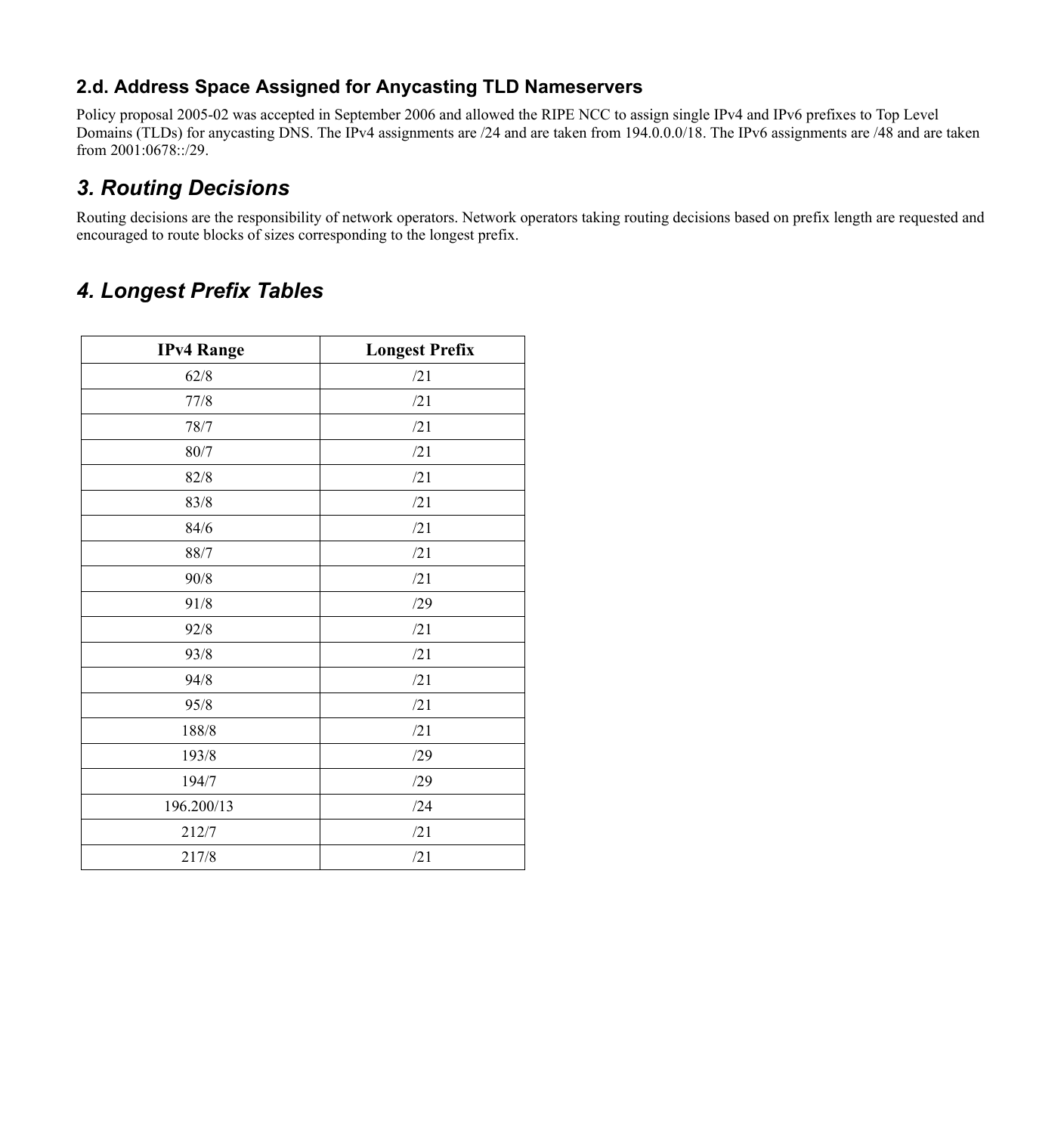### 2.d. Address Space Assigned for Anycasting TLD Nameservers

Policy proposal 2005-02 was accepted in September 2006 and allowed the RIPE NCC to assign single IPv4 and IPv6 prefixes to Top Level Domains (TLDs) for anycasting DNS. The IPv4 assignments are /24 and are taken from 194.0.0.0/18. The IPv6 assignments are /48 and are taken from 2001:0678::/29.

## *3. Routing Decisions*

Routing decisions are the responsibility of network operators. Network operators taking routing decisions based on prefix length are requested and encouraged to route blocks of sizes corresponding to the longest prefix.

## *4. Longest Prefix Tables*

| IPv4 Range | Longest Prefix |
|---|---|
| 62/8 | /21 |
| 77/8 | /21 |
| 78/7 | /21 |
| 80/7 | /21 |
| 82/8 | /21 |
| 83/8 | /21 |
| 84/6 | /21 |
| 88/7 | /21 |
| 90/8 | /21 |
| 91/8 | /29 |
| 92/8 | /21 |
| 93/8 | /21 |
| 94/8 | /21 |
| 95/8 | /21 |
| 188/8 | /21 |
| 193/8 | /29 |
| 194/7 | /29 |
| 196.200/13 | /24 |
| 212/7 | /21 |
| 217/8 | /21 |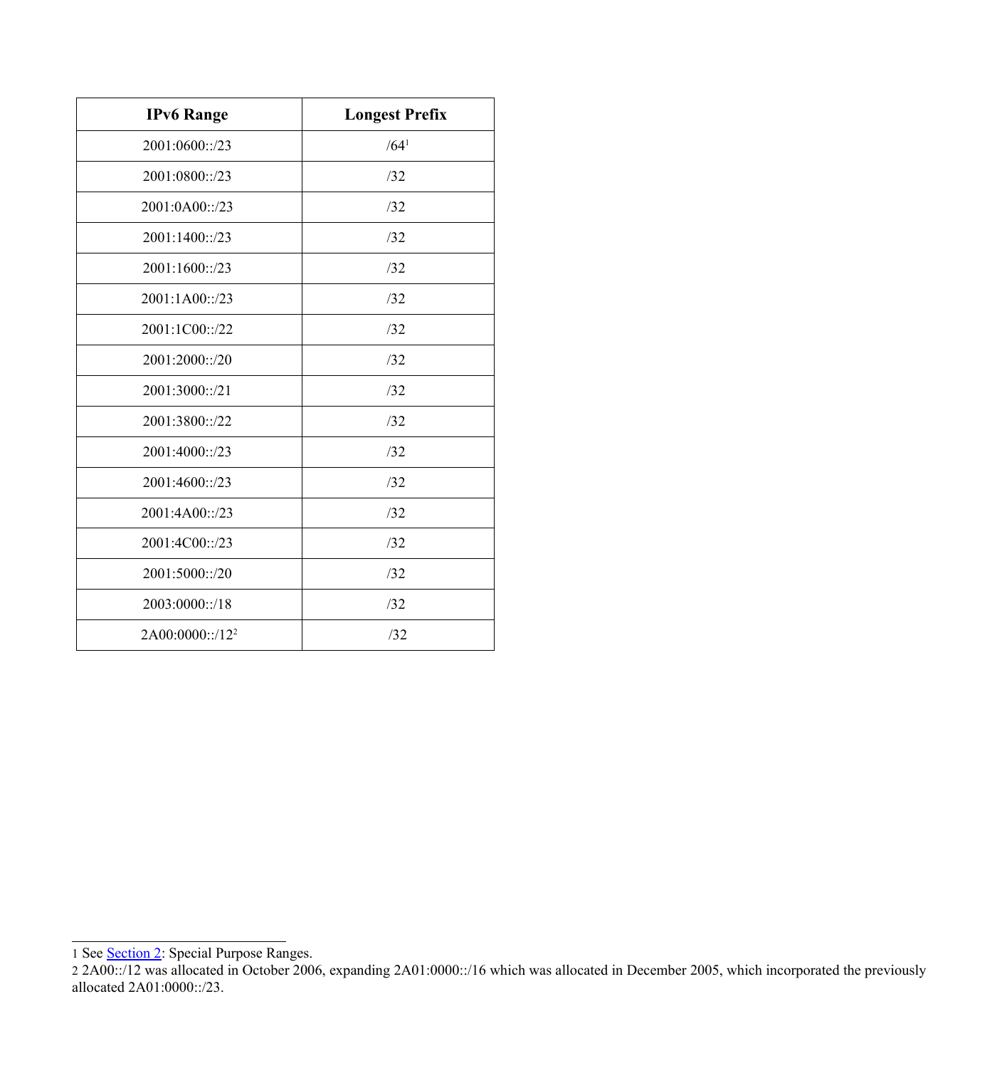| IPv6 Range | Longest Prefix |
|---|---|
| 2001:0600::/23 | /64[1] |
| 2001:0800::/23 | /32 |
| 2001:0A00::/23 | /32 |
| 2001:1400::/23 | /32 |
| 2001:1600::/23 | /32 |
| 2001:1A00::/23 | /32 |
| 2001:1C00::/22 | /32 |
| 2001:2000::/20 | /32 |
| 2001:3000::/21 | /32 |
| 2001:3800::/22 | /32 |
| 2001:4000::/23 | /32 |
| 2001:4600::/23 | /32 |
| 2001:4A00::/23 | /32 |
| 2001:4C00::/23 | /32 |
| 2001:5000::/20 | /32 |
| 2003:0000::/18 | /32 |
| 2A00:0000::/12[2] | /32 |

1 See Section 2: Special Purpose Ranges.

2 2A00::/12 was allocated in October 2006, expanding 2A01:0000::/16 which was allocated in December 2005, which incorporated the previously allocated 2A01:0000::/23.